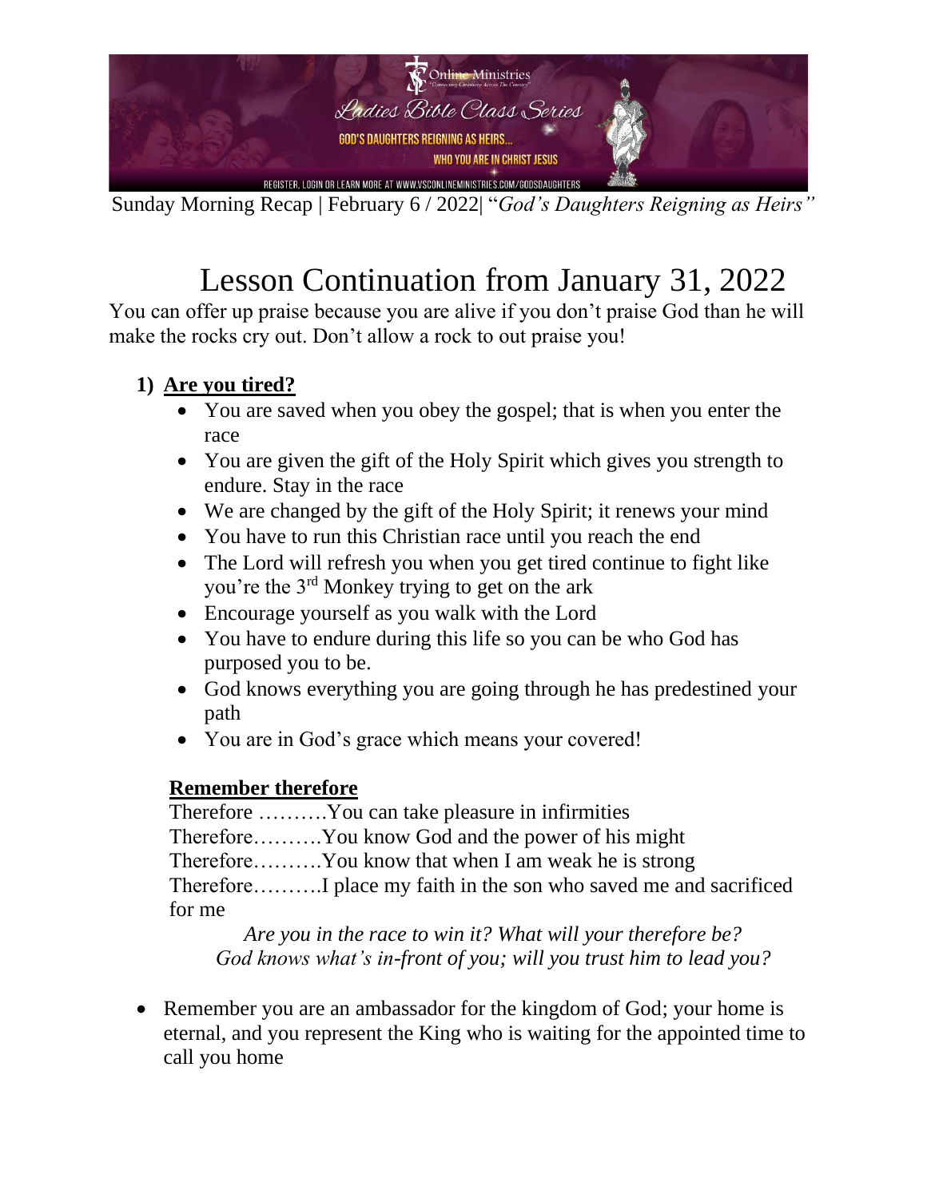Sunday Morning Recap | February 6 / 2022| "*God's Daughters Reigning as Heirs"*

# Lesson Continuation from January 31, 2022

You can offer up praise because you are alive if you don't praise God than he will make the rocks cry out. Don't allow a rock to out praise you!

1) **Are you tired?**
   - You are saved when you obey the gospel; that is when you enter the race
   - You are given the gift of the Holy Spirit which gives you strength to endure. Stay in the race
   - We are changed by the gift of the Holy Spirit; it renews your mind
   - You have to run this Christian race until you reach the end
   - The Lord will refresh you when you get tired continue to fight like you're the 3rd Monkey trying to get on the ark
   - Encourage yourself as you walk with the Lord
   - You have to endure during this life so you can be who God has purposed you to be.
   - God knows everything you are going through he has predestined your path
   - You are in God's grace which means your covered!

   **Remember therefore**

   Therefore ……….You can take pleasure in infirmities
   Therefore……….You know God and the power of his might
   Therefore……….You know that when I am weak he is strong
   Therefore……….I place my faith in the son who saved me and sacrificed for me

   *Are you in the race to win it? What will your therefore be?*
   *God knows what's in-front of you; will you trust him to lead you?*

- Remember you are an ambassador for the kingdom of God; your home is eternal, and you represent the King who is waiting for the appointed time to call you home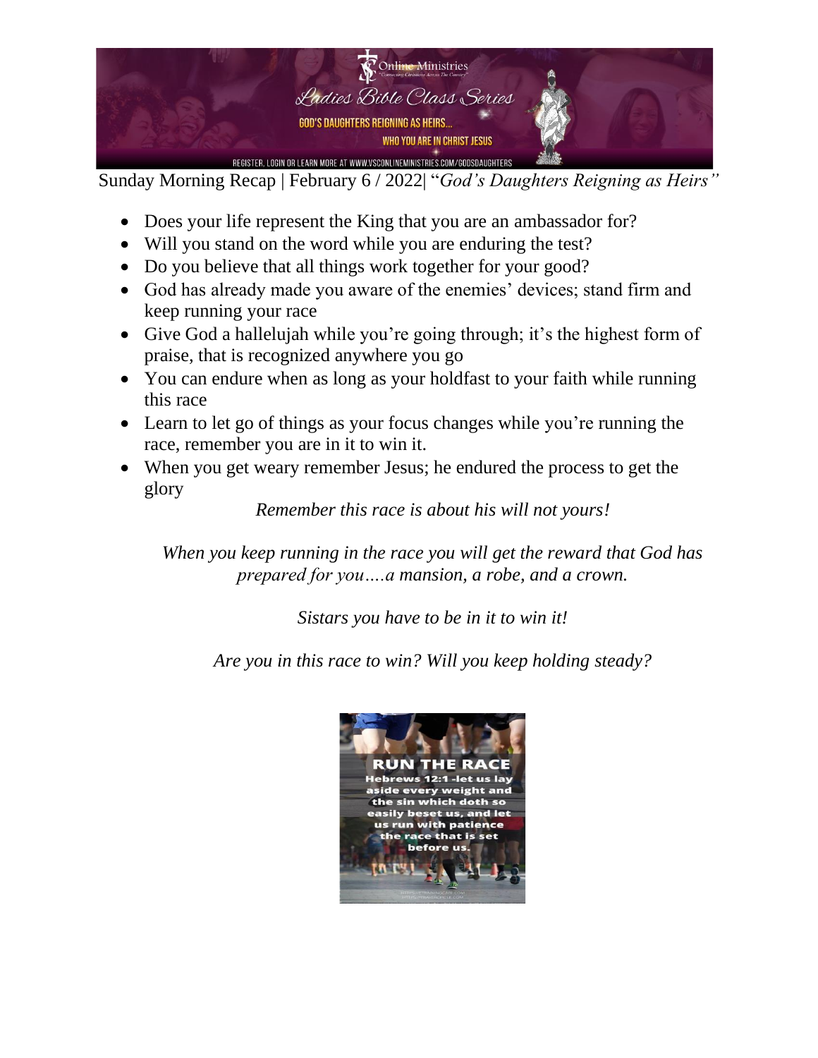Sunday Morning Recap | February 6 / 2022| "*God's Daughters Reigning as Heirs"*

- Does your life represent the King that you are an ambassador for?
- Will you stand on the word while you are enduring the test?
- Do you believe that all things work together for your good?
- God has already made you aware of the enemies' devices; stand firm and keep running your race
- Give God a hallelujah while you're going through; it's the highest form of praise, that is recognized anywhere you go
- You can endure when as long as your holdfast to your faith while running this race
- Learn to let go of things as your focus changes while you're running the race, remember you are in it to win it.
- When you get weary remember Jesus; he endured the process to get the glory

*Remember this race is about his will not yours!*

*When you keep running in the race you will get the reward that God has prepared for you….a mansion, a robe, and a crown.*

*Sistars you have to be in it to win it!*

*Are you in this race to win? Will you keep holding steady?*